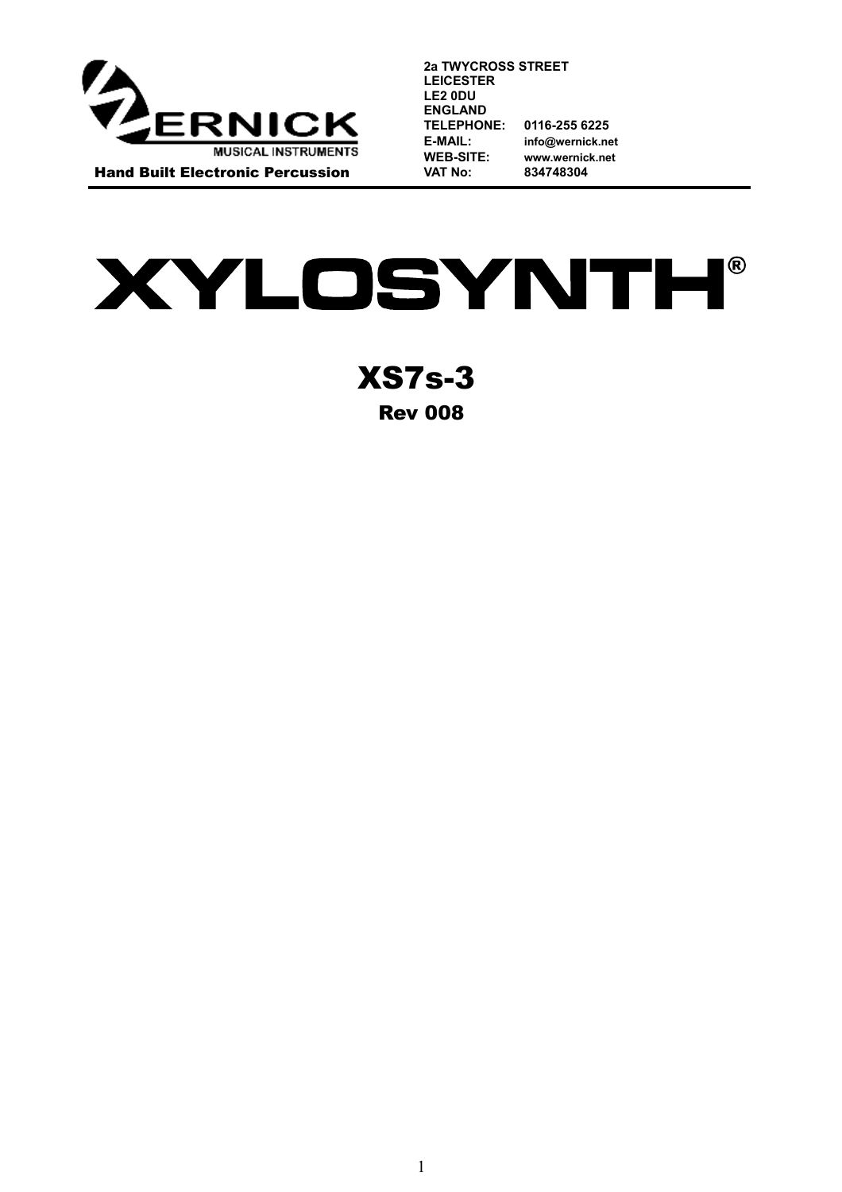WERNICK MUSICAL INSTRUMENTS

Hand Built Electronic Percussion

**2a TWYCROSS STREET**
**LEICESTER**
**LE2 0DU**
**ENGLAND**

| | |
|---|---|
| **TELEPHONE:** | **0116-255 6225** |
| **E-MAIL:** | **info@wernick.net** |
| **WEB-SITE:** | **www.wernick.net** |
| **VAT No:** | **834748304** |

# XYLOSYNTH®

## XS7s-3

### Rev 008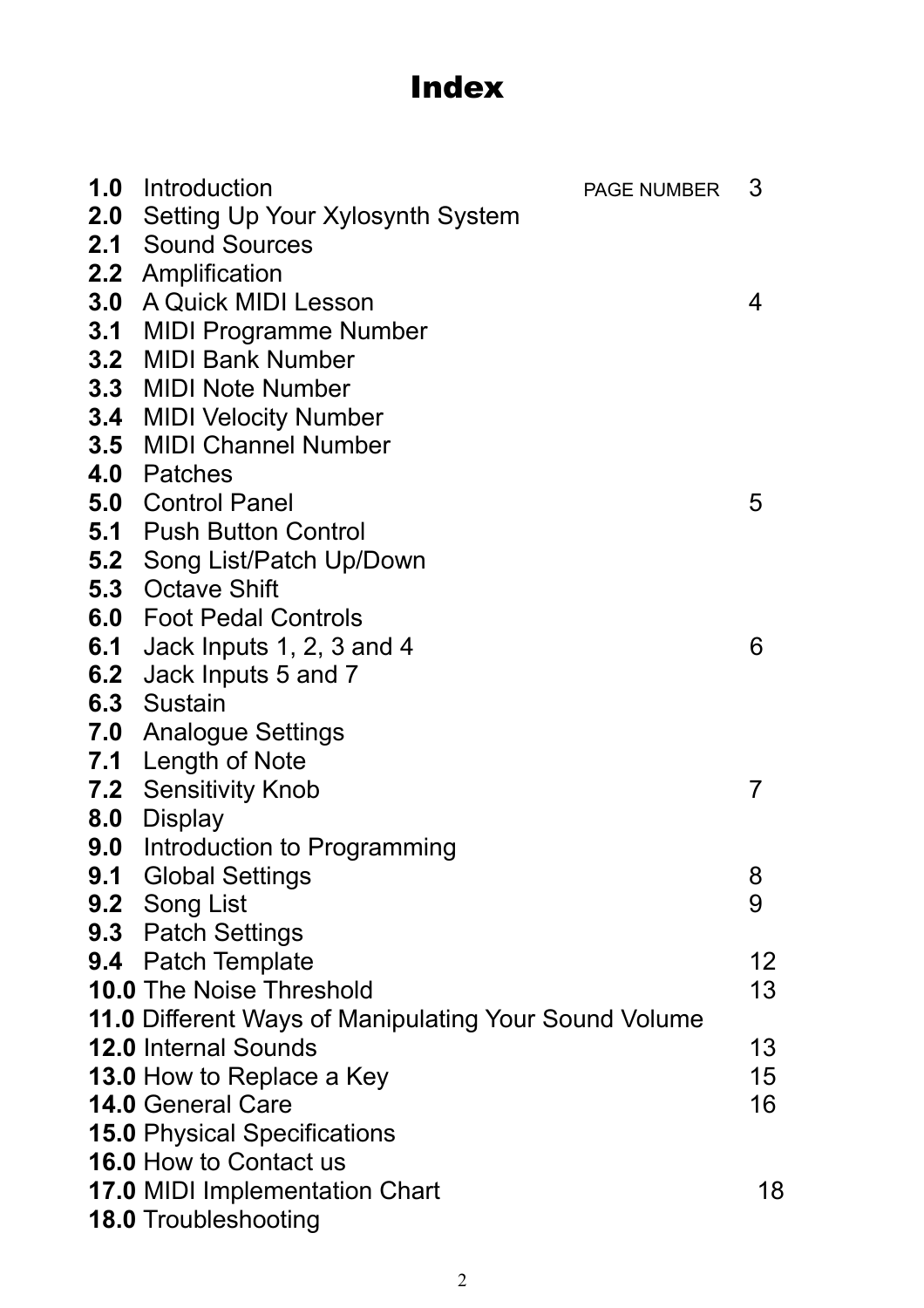# Index

| | | PAGE NUMBER |
|---|---|---|
| **1.0** | Introduction | 3 |
| **2.0** | Setting Up Your Xylosynth System | |
| **2.1** | Sound Sources | |
| **2.2** | Amplification | |
| **3.0** | A Quick MIDI Lesson | 4 |
| **3.1** | MIDI Programme Number | |
| **3.2** | MIDI Bank Number | |
| **3.3** | MIDI Note Number | |
| **3.4** | MIDI Velocity Number | |
| **3.5** | MIDI Channel Number | |
| **4.0** | Patches | |
| **5.0** | Control Panel | 5 |
| **5.1** | Push Button Control | |
| **5.2** | Song List/Patch Up/Down | |
| **5.3** | Octave Shift | |
| **6.0** | Foot Pedal Controls | |
| **6.1** | Jack Inputs 1, 2, 3 and 4 | 6 |
| **6.2** | Jack Inputs 5 and 7 | |
| **6.3** | Sustain | |
| **7.0** | Analogue Settings | |
| **7.1** | Length of Note | |
| **7.2** | Sensitivity Knob | 7 |
| **8.0** | Display | |
| **9.0** | Introduction to Programming | |
| **9.1** | Global Settings | 8 |
| **9.2** | Song List | 9 |
| **9.3** | Patch Settings | |
| **9.4** | Patch Template | 12 |
| **10.0** | The Noise Threshold | 13 |
| **11.0** | Different Ways of Manipulating Your Sound Volume | |
| **12.0** | Internal Sounds | 13 |
| **13.0** | How to Replace a Key | 15 |
| **14.0** | General Care | 16 |
| **15.0** | Physical Specifications | |
| **16.0** | How to Contact us | |
| **17.0** | MIDI Implementation Chart | 18 |
| **18.0** | Troubleshooting | |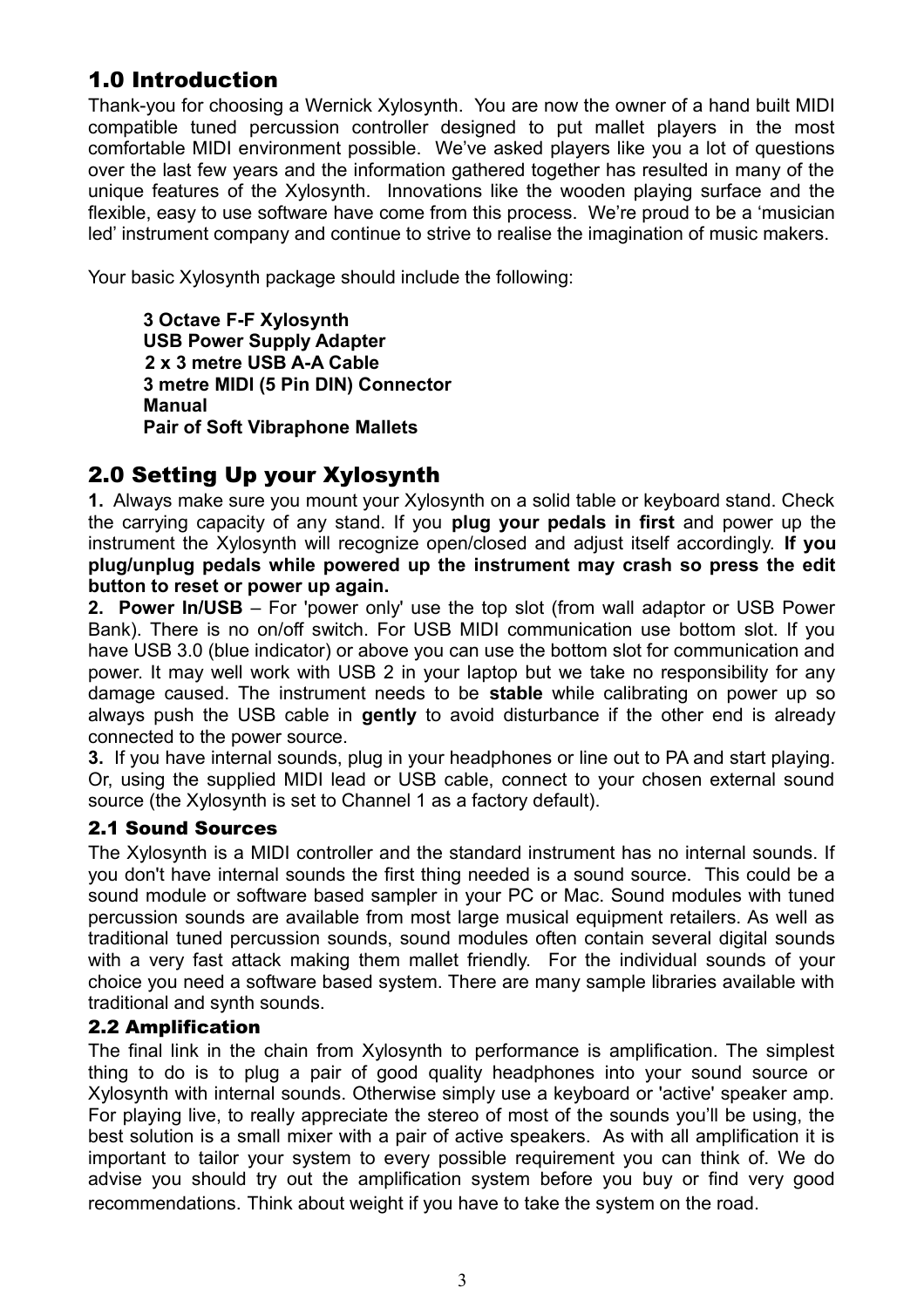# 1.0 Introduction

Thank-you for choosing a Wernick Xylosynth. You are now the owner of a hand built MIDI compatible tuned percussion controller designed to put mallet players in the most comfortable MIDI environment possible. We've asked players like you a lot of questions over the last few years and the information gathered together has resulted in many of the unique features of the Xylosynth. Innovations like the wooden playing surface and the flexible, easy to use software have come from this process. We're proud to be a 'musician led' instrument company and continue to strive to realise the imagination of music makers.

Your basic Xylosynth package should include the following:

**3 Octave F-F Xylosynth**
**USB Power Supply Adapter**
**2 x 3 metre USB A-A Cable**
**3 metre MIDI (5 Pin DIN) Connector**
**Manual**
**Pair of Soft Vibraphone Mallets**

# 2.0 Setting Up your Xylosynth

**1.** Always make sure you mount your Xylosynth on a solid table or keyboard stand. Check the carrying capacity of any stand. If you **plug your pedals in first** and power up the instrument the Xylosynth will recognize open/closed and adjust itself accordingly. **If you plug/unplug pedals while powered up the instrument may crash so press the edit button to reset or power up again.**

**2. Power In/USB** – For 'power only' use the top slot (from wall adaptor or USB Power Bank). There is no on/off switch. For USB MIDI communication use bottom slot. If you have USB 3.0 (blue indicator) or above you can use the bottom slot for communication and power. It may well work with USB 2 in your laptop but we take no responsibility for any damage caused. The instrument needs to be **stable** while calibrating on power up so always push the USB cable in **gently** to avoid disturbance if the other end is already connected to the power source.

**3.** If you have internal sounds, plug in your headphones or line out to PA and start playing. Or, using the supplied MIDI lead or USB cable, connect to your chosen external sound source (the Xylosynth is set to Channel 1 as a factory default).

## 2.1 Sound Sources

The Xylosynth is a MIDI controller and the standard instrument has no internal sounds. If you don't have internal sounds the first thing needed is a sound source. This could be a sound module or software based sampler in your PC or Mac. Sound modules with tuned percussion sounds are available from most large musical equipment retailers. As well as traditional tuned percussion sounds, sound modules often contain several digital sounds with a very fast attack making them mallet friendly. For the individual sounds of your choice you need a software based system. There are many sample libraries available with traditional and synth sounds.

## 2.2 Amplification

The final link in the chain from Xylosynth to performance is amplification. The simplest thing to do is to plug a pair of good quality headphones into your sound source or Xylosynth with internal sounds. Otherwise simply use a keyboard or 'active' speaker amp. For playing live, to really appreciate the stereo of most of the sounds you'll be using, the best solution is a small mixer with a pair of active speakers. As with all amplification it is important to tailor your system to every possible requirement you can think of. We do advise you should try out the amplification system before you buy or find very good recommendations. Think about weight if you have to take the system on the road.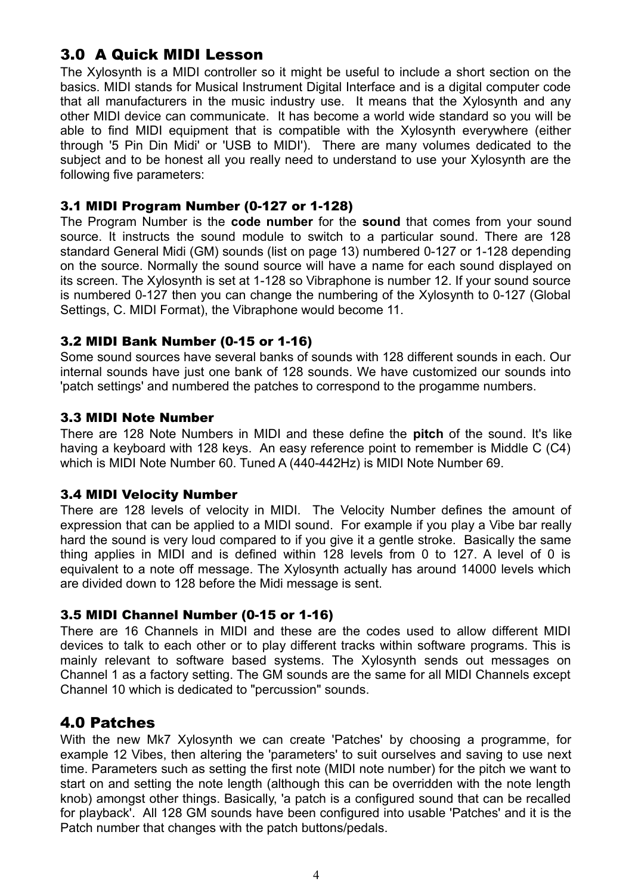## 3.0 A Quick MIDI Lesson

The Xylosynth is a MIDI controller so it might be useful to include a short section on the basics. MIDI stands for Musical Instrument Digital Interface and is a digital computer code that all manufacturers in the music industry use. It means that the Xylosynth and any other MIDI device can communicate. It has become a world wide standard so you will be able to find MIDI equipment that is compatible with the Xylosynth everywhere (either through '5 Pin Din Midi' or 'USB to MIDI'). There are many volumes dedicated to the subject and to be honest all you really need to understand to use your Xylosynth are the following five parameters:

### 3.1 MIDI Program Number (0-127 or 1-128)

The Program Number is the **code number** for the **sound** that comes from your sound source. It instructs the sound module to switch to a particular sound. There are 128 standard General Midi (GM) sounds (list on page 13) numbered 0-127 or 1-128 depending on the source. Normally the sound source will have a name for each sound displayed on its screen. The Xylosynth is set at 1-128 so Vibraphone is number 12. If your sound source is numbered 0-127 then you can change the numbering of the Xylosynth to 0-127 (Global Settings, C. MIDI Format), the Vibraphone would become 11.

### 3.2 MIDI Bank Number (0-15 or 1-16)

Some sound sources have several banks of sounds with 128 different sounds in each. Our internal sounds have just one bank of 128 sounds. We have customized our sounds into 'patch settings' and numbered the patches to correspond to the progamme numbers.

### 3.3 MIDI Note Number

There are 128 Note Numbers in MIDI and these define the **pitch** of the sound. It's like having a keyboard with 128 keys. An easy reference point to remember is Middle C (C4) which is MIDI Note Number 60. Tuned A (440-442Hz) is MIDI Note Number 69.

### 3.4 MIDI Velocity Number

There are 128 levels of velocity in MIDI. The Velocity Number defines the amount of expression that can be applied to a MIDI sound. For example if you play a Vibe bar really hard the sound is very loud compared to if you give it a gentle stroke. Basically the same thing applies in MIDI and is defined within 128 levels from 0 to 127. A level of 0 is equivalent to a note off message. The Xylosynth actually has around 14000 levels which are divided down to 128 before the Midi message is sent.

### 3.5 MIDI Channel Number (0-15 or 1-16)

There are 16 Channels in MIDI and these are the codes used to allow different MIDI devices to talk to each other or to play different tracks within software programs. This is mainly relevant to software based systems. The Xylosynth sends out messages on Channel 1 as a factory setting. The GM sounds are the same for all MIDI Channels except Channel 10 which is dedicated to "percussion" sounds.

## 4.0 Patches

With the new Mk7 Xylosynth we can create 'Patches' by choosing a programme, for example 12 Vibes, then altering the 'parameters' to suit ourselves and saving to use next time. Parameters such as setting the first note (MIDI note number) for the pitch we want to start on and setting the note length (although this can be overridden with the note length knob) amongst other things. Basically, 'a patch is a configured sound that can be recalled for playback'. All 128 GM sounds have been configured into usable 'Patches' and it is the Patch number that changes with the patch buttons/pedals.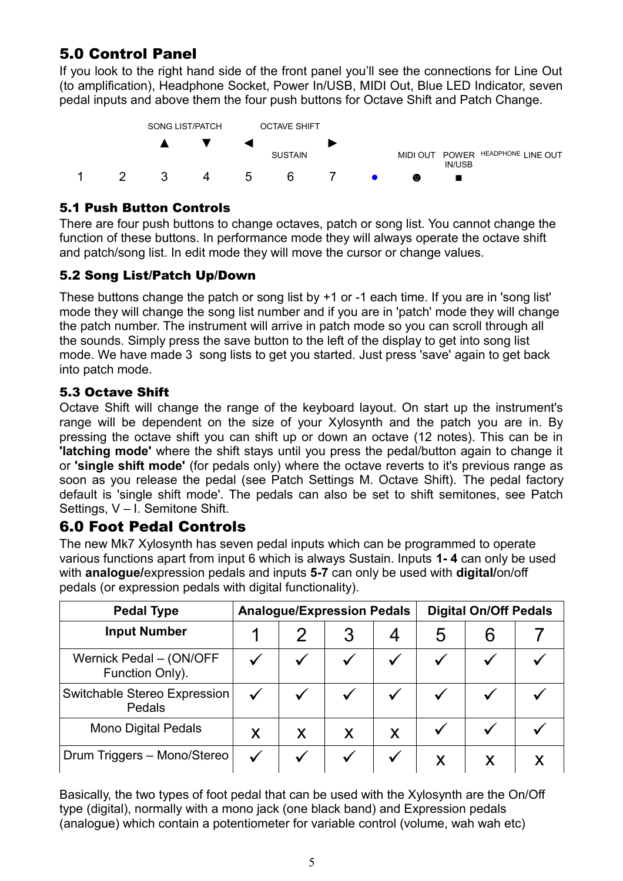## 5.0 Control Panel

If you look to the right hand side of the front panel you'll see the connections for Line Out (to amplification), Headphone Socket, Power In/USB, MIDI Out, Blue LED Indicator, seven pedal inputs and above them the four push buttons for Octave Shift and Patch Change.

| | | SONG LIST/PATCH | | OCTAVE SHIFT | | | | | | | |
|---|---|---|---|---|---|---|---|---|---|---|---|
| | | ▲ | ▼ | ◄ | SUSTAIN | ► | | MIDI OUT | POWER IN/USB | HEADPHONE | LINE OUT |
| 1 | 2 | 3 | 4 | 5 | 6 | 7 | ● | ☻ | ■ | | |

### 5.1 Push Button Controls

There are four push buttons to change octaves, patch or song list. You cannot change the function of these buttons. In performance mode they will always operate the octave shift and patch/song list. In edit mode they will move the cursor or change values.

### 5.2 Song List/Patch Up/Down

These buttons change the patch or song list by +1 or -1 each time. If you are in 'song list' mode they will change the song list number and if you are in 'patch' mode they will change the patch number. The instrument will arrive in patch mode so you can scroll through all the sounds. Simply press the save button to the left of the display to get into song list mode. We have made 3 song lists to get you started. Just press 'save' again to get back into patch mode.

### 5.3 Octave Shift

Octave Shift will change the range of the keyboard layout. On start up the instrument's range will be dependent on the size of your Xylosynth and the patch you are in. By pressing the octave shift you can shift up or down an octave (12 notes). This can be in **'latching mode'** where the shift stays until you press the pedal/button again to change it or **'single shift mode'** (for pedals only) where the octave reverts to it's previous range as soon as you release the pedal (see Patch Settings M. Octave Shift). The pedal factory default is 'single shift mode'. The pedals can also be set to shift semitones, see Patch Settings, V – I. Semitone Shift.

## 6.0 Foot Pedal Controls

The new Mk7 Xylosynth has seven pedal inputs which can be programmed to operate various functions apart from input 6 which is always Sustain. Inputs **1- 4** can only be used with **analogue/**expression pedals and inputs **5-7** can only be used with **digital/**on/off pedals (or expression pedals with digital functionality).

| Pedal Type | Analogue/Expression Pedals | | | | Digital On/Off Pedals | | |
|---|---|---|---|---|---|---|---|
| **Input Number** | 1 | 2 | 3 | 4 | 5 | 6 | 7 |
| Wernick Pedal – (ON/OFF Function Only). | ✓ | ✓ | ✓ | ✓ | ✓ | ✓ | ✓ |
| Switchable Stereo Expression Pedals | ✓ | ✓ | ✓ | ✓ | ✓ | ✓ | ✓ |
| Mono Digital Pedals | x | x | x | x | ✓ | ✓ | ✓ |
| Drum Triggers – Mono/Stereo | ✓ | ✓ | ✓ | ✓ | x | x | x |

Basically, the two types of foot pedal that can be used with the Xylosynth are the On/Off type (digital), normally with a mono jack (one black band) and Expression pedals (analogue) which contain a potentiometer for variable control (volume, wah wah etc)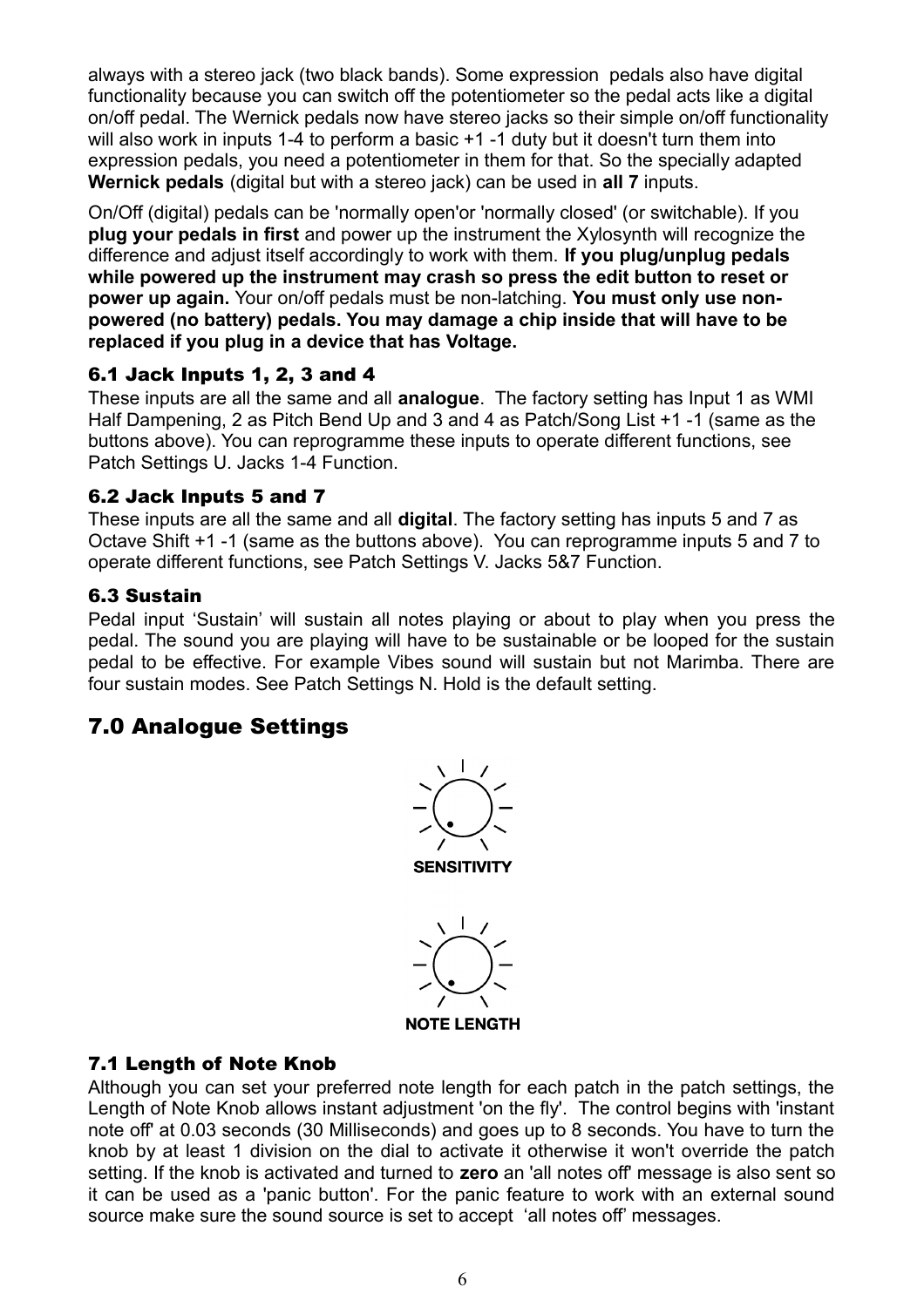always with a stereo jack (two black bands). Some expression pedals also have digital functionality because you can switch off the potentiometer so the pedal acts like a digital on/off pedal. The Wernick pedals now have stereo jacks so their simple on/off functionality will also work in inputs 1-4 to perform a basic +1 -1 duty but it doesn't turn them into expression pedals, you need a potentiometer in them for that. So the specially adapted **Wernick pedals** (digital but with a stereo jack) can be used in **all 7** inputs.

On/Off (digital) pedals can be 'normally open'or 'normally closed' (or switchable). If you **plug your pedals in first** and power up the instrument the Xylosynth will recognize the difference and adjust itself accordingly to work with them. **If you plug/unplug pedals while powered up the instrument may crash so press the edit button to reset or power up again.** Your on/off pedals must be non-latching. **You must only use non-powered (no battery) pedals. You may damage a chip inside that will have to be replaced if you plug in a device that has Voltage.**

### 6.1 Jack Inputs 1, 2, 3 and 4

These inputs are all the same and all **analogue**. The factory setting has Input 1 as WMI Half Dampening, 2 as Pitch Bend Up and 3 and 4 as Patch/Song List +1 -1 (same as the buttons above). You can reprogramme these inputs to operate different functions, see Patch Settings U. Jacks 1-4 Function.

### 6.2 Jack Inputs 5 and 7

These inputs are all the same and all **digital**. The factory setting has inputs 5 and 7 as Octave Shift +1 -1 (same as the buttons above). You can reprogramme inputs 5 and 7 to operate different functions, see Patch Settings V. Jacks 5&7 Function.

### 6.3 Sustain

Pedal input 'Sustain' will sustain all notes playing or about to play when you press the pedal. The sound you are playing will have to be sustainable or be looped for the sustain pedal to be effective. For example Vibes sound will sustain but not Marimba. There are four sustain modes. See Patch Settings N. Hold is the default setting.

## 7.0 Analogue Settings

SENSITIVITY

NOTE LENGTH

### 7.1 Length of Note Knob

Although you can set your preferred note length for each patch in the patch settings, the Length of Note Knob allows instant adjustment 'on the fly'. The control begins with 'instant note off' at 0.03 seconds (30 Milliseconds) and goes up to 8 seconds. You have to turn the knob by at least 1 division on the dial to activate it otherwise it won't override the patch setting. If the knob is activated and turned to **zero** an 'all notes off' message is also sent so it can be used as a 'panic button'. For the panic feature to work with an external sound source make sure the sound source is set to accept 'all notes off' messages.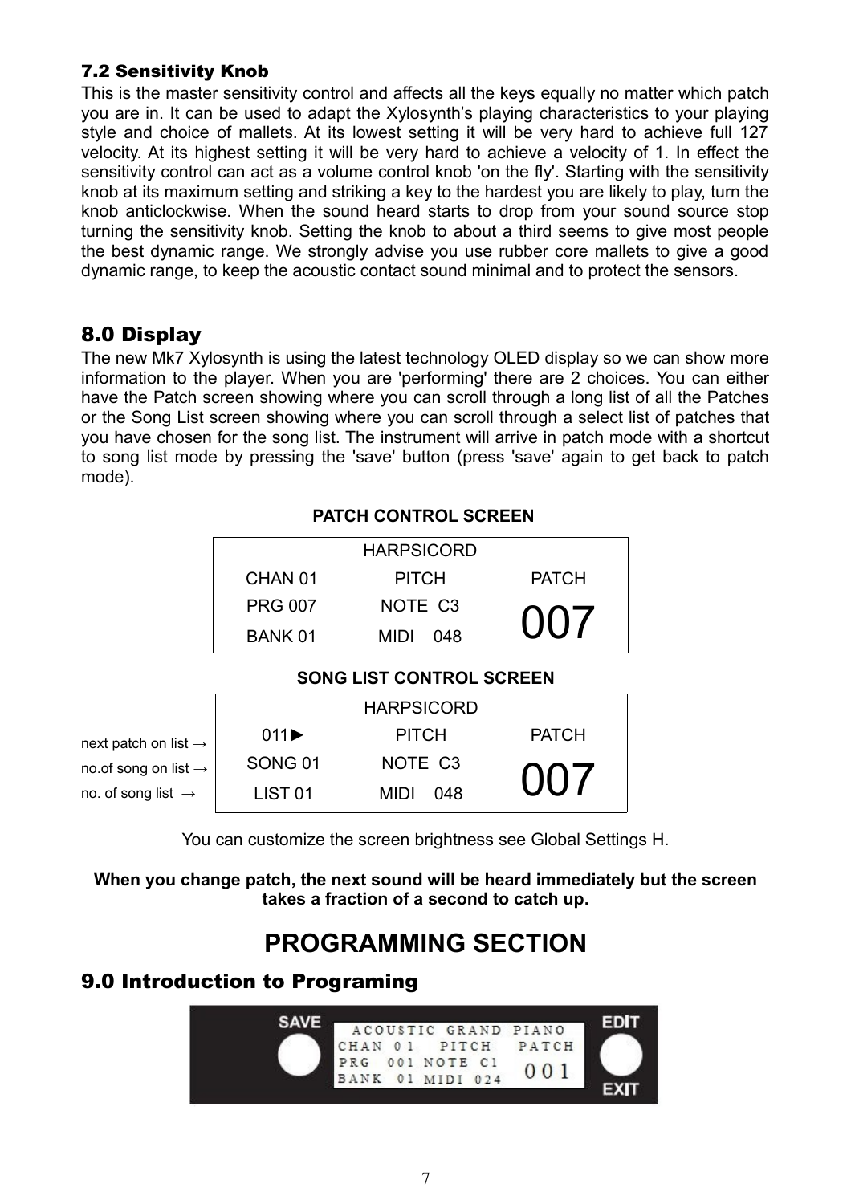### 7.2 Sensitivity Knob

This is the master sensitivity control and affects all the keys equally no matter which patch you are in. It can be used to adapt the Xylosynth's playing characteristics to your playing style and choice of mallets. At its lowest setting it will be very hard to achieve full 127 velocity. At its highest setting it will be very hard to achieve a velocity of 1. In effect the sensitivity control can act as a volume control knob 'on the fly'. Starting with the sensitivity knob at its maximum setting and striking a key to the hardest you are likely to play, turn the knob anticlockwise. When the sound heard starts to drop from your sound source stop turning the sensitivity knob. Setting the knob to about a third seems to give most people the best dynamic range. We strongly advise you use rubber core mallets to give a good dynamic range, to keep the acoustic contact sound minimal and to protect the sensors.

## 8.0 Display

The new Mk7 Xylosynth is using the latest technology OLED display so we can show more information to the player. When you are 'performing' there are 2 choices. You can either have the Patch screen showing where you can scroll through a long list of all the Patches or the Song List screen showing where you can scroll through a select list of patches that you have chosen for the song list. The instrument will arrive in patch mode with a shortcut to song list mode by pressing the 'save' button (press 'save' again to get back to patch mode).

**PATCH CONTROL SCREEN**

| | HARPSICORD | |
|---|---|---|
| CHAN 01 | PITCH | PATCH |
| PRG 007 | NOTE C3 | 007 |
| BANK 01 | MIDI 048 | |

**SONG LIST CONTROL SCREEN**

| | | HARPSICORD | |
|---|---|---|---|
| next patch on list → | 011► | PITCH | PATCH |
| no.of song on list → | SONG 01 | NOTE C3 | 007 |
| no. of song list → | LIST 01 | MIDI 048 | |

You can customize the screen brightness see Global Settings H.

**When you change patch, the next sound will be heard immediately but the screen takes a fraction of a second to catch up.**

# PROGRAMMING SECTION

## 9.0 Introduction to Programing

| SAVE | ACOUSTIC GRAND PIANO | | | EDIT |
|---|---|---|---|---|
| | CHAN 01 | PITCH | PATCH | |
| | PRG 001 | NOTE C1 | 001 | |
| | BANK 01 | MIDI 024 | | EXIT |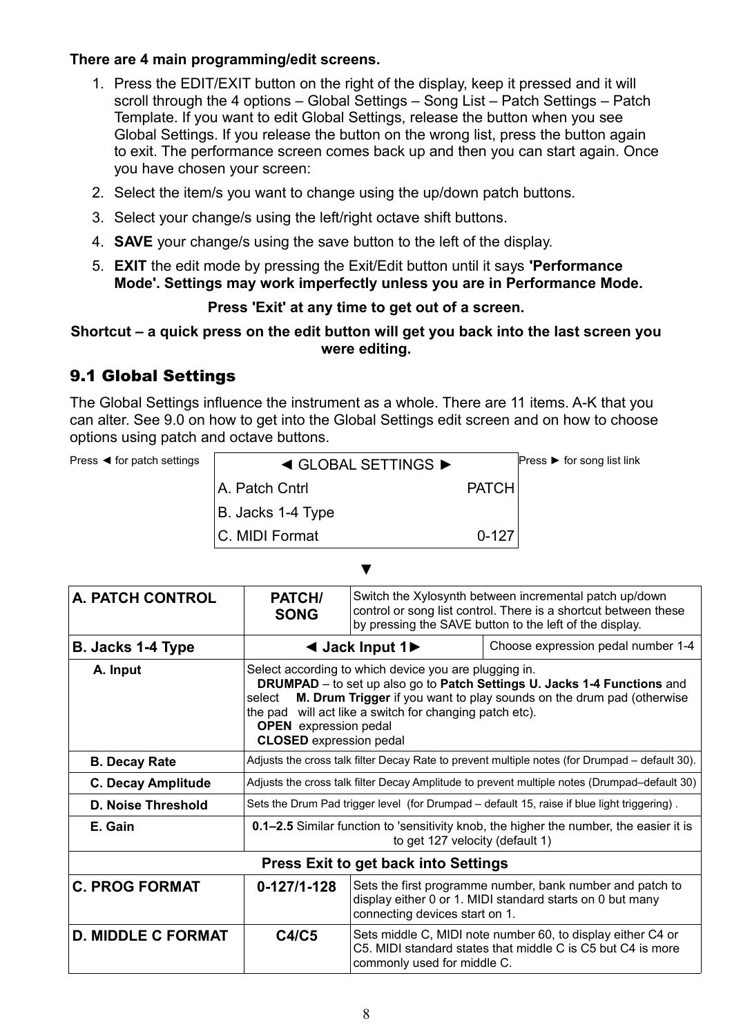**There are 4 main programming/edit screens.**

1. Press the EDIT/EXIT button on the right of the display, keep it pressed and it will scroll through the 4 options – Global Settings – Song List – Patch Settings – Patch Template. If you want to edit Global Settings, release the button when you see Global Settings. If you release the button on the wrong list, press the button again to exit. The performance screen comes back up and then you can start again. Once you have chosen your screen:
2. Select the item/s you want to change using the up/down patch buttons.
3. Select your change/s using the left/right octave shift buttons.
4. **SAVE** your change/s using the save button to the left of the display.
5. **EXIT** the edit mode by pressing the Exit/Edit button until it says **'Performance Mode'. Settings may work imperfectly unless you are in Performance Mode.**

**Press 'Exit' at any time to get out of a screen.**

**Shortcut – a quick press on the edit button will get you back into the last screen you were editing.**

## 9.1 Global Settings

The Global Settings influence the instrument as a whole. There are 11 items. A-K that you can alter. See 9.0 on how to get into the Global Settings edit screen and on how to choose options using patch and octave buttons.

Press ◄ for patch settings

| ◄ GLOBAL SETTINGS ► | |
|---|---|
| A. Patch Cntrl | PATCH |
| B. Jacks 1-4 Type | |
| C. MIDI Format | 0-127 |

Press ► for song list link

▼

| | | |
|---|---|---|
| **A. PATCH CONTROL** | **PATCH/ SONG** | Switch the Xylosynth between incremental patch up/down control or song list control. There is a shortcut between these by pressing the SAVE button to the left of the display. |
| **B. Jacks 1-4 Type** | **◄ Jack Input 1►** | Choose expression pedal number 1-4 |
| **A. Input** | Select according to which device you are plugging in. **DRUMPAD** – to set up also go to **Patch Settings U. Jacks 1-4 Functions** and select **M. Drum Trigger** if you want to play sounds on the drum pad (otherwise the pad will act like a switch for changing patch etc). **OPEN** expression pedal **CLOSED** expression pedal | |
| **B. Decay Rate** | Adjusts the cross talk filter Decay Rate to prevent multiple notes (for Drumpad – default 30). | |
| **C. Decay Amplitude** | Adjusts the cross talk filter Decay Amplitude to prevent multiple notes (Drumpad–default 30) | |
| **D. Noise Threshold** | Sets the Drum Pad trigger level (for Drumpad – default 15, raise if blue light triggering) . | |
| **E. Gain** | **0.1–2.5** Similar function to 'sensitivity knob, the higher the number, the easier it is to get 127 velocity (default 1) | |
| **Press Exit to get back into Settings** | | |
| **C. PROG FORMAT** | **0-127/1-128** | Sets the first programme number, bank number and patch to display either 0 or 1. MIDI standard starts on 0 but many connecting devices start on 1. |
| **D. MIDDLE C FORMAT** | **C4/C5** | Sets middle C, MIDI note number 60, to display either C4 or C5. MIDI standard states that middle C is C5 but C4 is more commonly used for middle C. |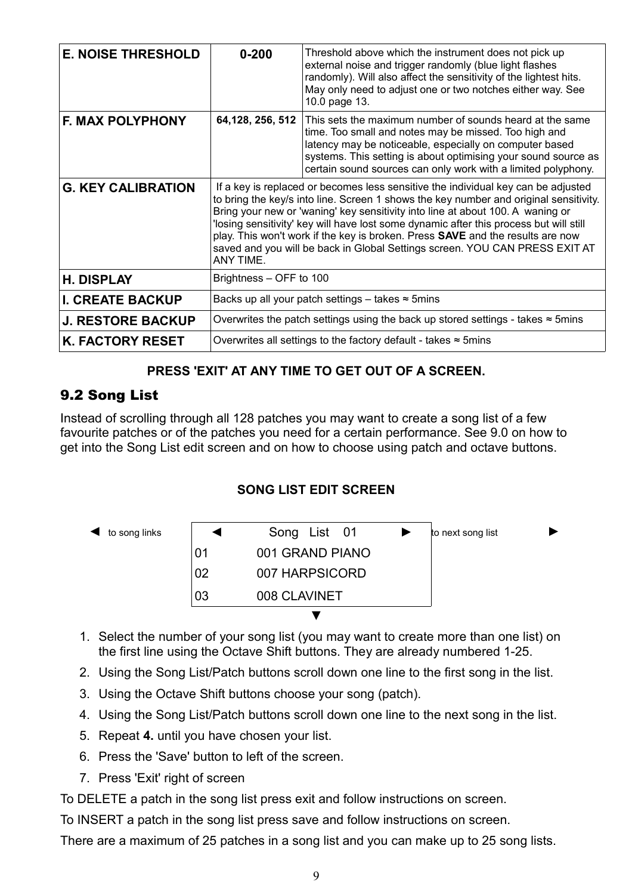| **E. NOISE THRESHOLD** | **0-200** | Threshold above which the instrument does not pick up external noise and trigger randomly (blue light flashes randomly). Will also affect the sensitivity of the lightest hits. May only need to adjust one or two notches either way. See 10.0 page 13. |
|---|---|---|
| **F. MAX POLYPHONY** | **64,128, 256, 512** | This sets the maximum number of sounds heard at the same time. Too small and notes may be missed. Too high and latency may be noticeable, especially on computer based systems. This setting is about optimising your sound source as certain sound sources can only work with a limited polyphony. |
| **G. KEY CALIBRATION** | If a key is replaced or becomes less sensitive the individual key can be adjusted to bring the key/s into line. Screen 1 shows the key number and original sensitivity. Bring your new or 'waning' key sensitivity into line at about 100. A waning or 'losing sensitivity' key will have lost some dynamic after this process but will still play. This won't work if the key is broken. Press **SAVE** and the results are now saved and you will be back in Global Settings screen. YOU CAN PRESS EXIT AT ANY TIME. | |
| **H. DISPLAY** | Brightness – OFF to 100 | |
| **I. CREATE BACKUP** | Backs up all your patch settings – takes ≈ 5mins | |
| **J. RESTORE BACKUP** | Overwrites the patch settings using the back up stored settings - takes ≈ 5mins | |
| **K. FACTORY RESET** | Overwrites all settings to the factory default - takes ≈ 5mins | |

**PRESS 'EXIT' AT ANY TIME TO GET OUT OF A SCREEN.**

## 9.2 Song List

Instead of scrolling through all 128 patches you may want to create a song list of a few favourite patches or of the patches you need for a certain performance. See 9.0 on how to get into the Song List edit screen and on how to choose using patch and octave buttons.

**SONG LIST EDIT SCREEN**

```
◄ to song links     ◄      Song  List   01      ►   to next song list   ►
                    01        001 GRAND PIANO
                    02        007 HARPSICORD
                    03        008 CLAVINET
                                  ▼
```

1. Select the number of your song list (you may want to create more than one list) on the first line using the Octave Shift buttons. They are already numbered 1-25.
2. Using the Song List/Patch buttons scroll down one line to the first song in the list.
3. Using the Octave Shift buttons choose your song (patch).
4. Using the Song List/Patch buttons scroll down one line to the next song in the list.
5. Repeat **4.** until you have chosen your list.
6. Press the 'Save' button to left of the screen.
7. Press 'Exit' right of screen

To DELETE a patch in the song list press exit and follow instructions on screen.

To INSERT a patch in the song list press save and follow instructions on screen.

There are a maximum of 25 patches in a song list and you can make up to 25 song lists.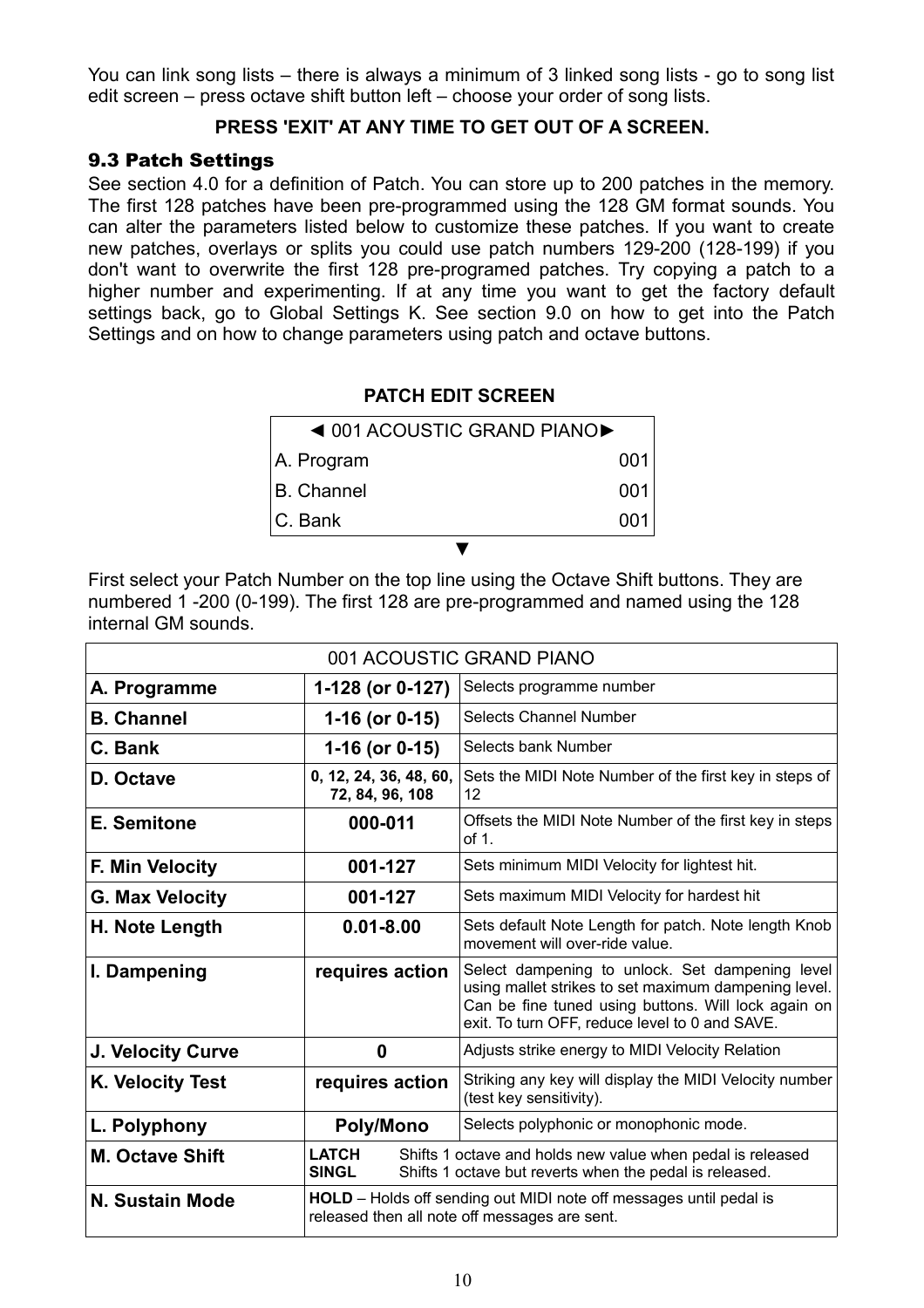You can link song lists – there is always a minimum of 3 linked song lists - go to song list edit screen – press octave shift button left – choose your order of song lists.

**PRESS 'EXIT' AT ANY TIME TO GET OUT OF A SCREEN.**

### 9.3 Patch Settings

See section 4.0 for a definition of Patch. You can store up to 200 patches in the memory. The first 128 patches have been pre-programmed using the 128 GM format sounds. You can alter the parameters listed below to customize these patches. If you want to create new patches, overlays or splits you could use patch numbers 129-200 (128-199) if you don't want to overwrite the first 128 pre-programed patches. Try copying a patch to a higher number and experimenting. If at any time you want to get the factory default settings back, go to Global Settings K. See section 9.0 on how to get into the Patch Settings and on how to change parameters using patch and octave buttons.

**PATCH EDIT SCREEN**

| ◄ 001 ACOUSTIC GRAND PIANO► | |
|---|---|
| A. Program | 001 |
| B. Channel | 001 |
| C. Bank | 001 |

▼

First select your Patch Number on the top line using the Octave Shift buttons. They are numbered 1 -200 (0-199). The first 128 are pre-programmed and named using the 128 internal GM sounds.

| 001 ACOUSTIC GRAND PIANO | | |
|---|---|---|
| **A. Programme** | **1-128 (or 0-127)** | Selects programme number |
| **B. Channel** | **1-16 (or 0-15)** | Selects Channel Number |
| **C. Bank** | **1-16 (or 0-15)** | Selects bank Number |
| **D. Octave** | **0, 12, 24, 36, 48, 60, 72, 84, 96, 108** | Sets the MIDI Note Number of the first key in steps of 12 |
| **E. Semitone** | **000-011** | Offsets the MIDI Note Number of the first key in steps of 1. |
| **F. Min Velocity** | **001-127** | Sets minimum MIDI Velocity for lightest hit. |
| **G. Max Velocity** | **001-127** | Sets maximum MIDI Velocity for hardest hit |
| **H. Note Length** | **0.01-8.00** | Sets default Note Length for patch. Note length Knob movement will over-ride value. |
| **I. Dampening** | **requires action** | Select dampening to unlock. Set dampening level using mallet strikes to set maximum dampening level. Can be fine tuned using buttons. Will lock again on exit. To turn OFF, reduce level to 0 and SAVE. |
| **J. Velocity Curve** | **0** | Adjusts strike energy to MIDI Velocity Relation |
| **K. Velocity Test** | **requires action** | Striking any key will display the MIDI Velocity number (test key sensitivity). |
| **L. Polyphony** | **Poly/Mono** | Selects polyphonic or monophonic mode. |
| **M. Octave Shift** | **LATCH** Shifts 1 octave and holds new value when pedal is released<br>**SINGL** Shifts 1 octave but reverts when the pedal is released. | |
| **N. Sustain Mode** | **HOLD** – Holds off sending out MIDI note off messages until pedal is released then all note off messages are sent. | |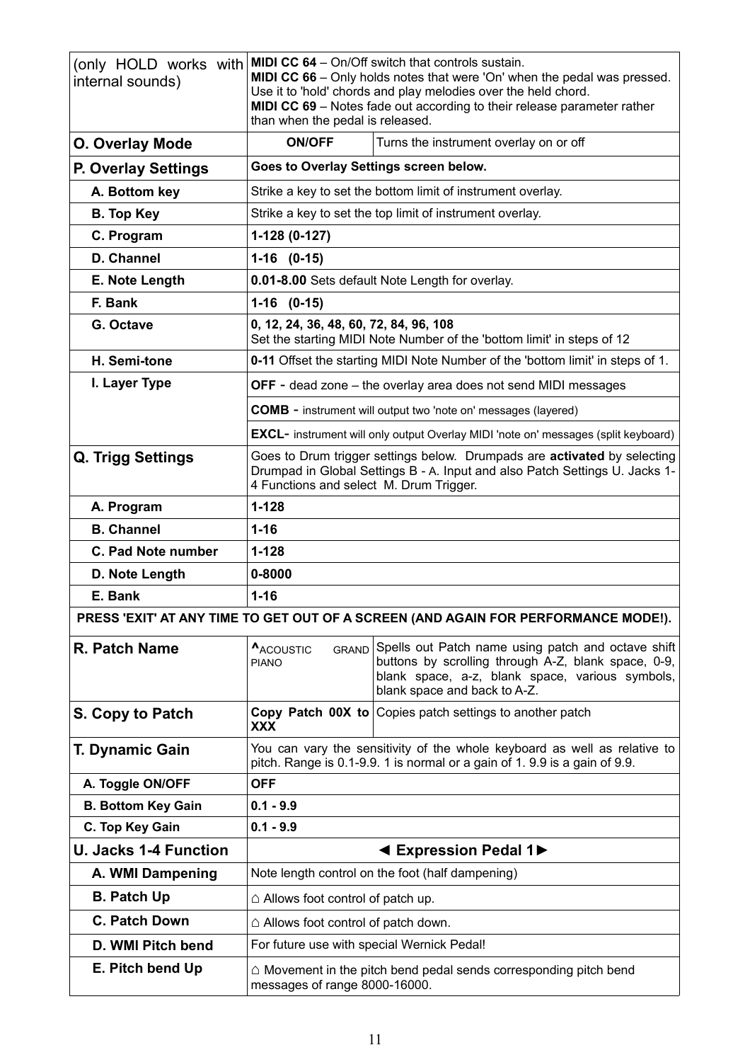| | | |
|---|---|---|
| (only HOLD works with internal sounds) | **MIDI CC 64** – On/Off switch that controls sustain.<br>**MIDI CC 66** – Only holds notes that were 'On' when the pedal was pressed. Use it to 'hold' chords and play melodies over the held chord.<br>**MIDI CC 69** – Notes fade out according to their release parameter rather than when the pedal is released. | |
| **O. Overlay Mode** | **ON/OFF** | Turns the instrument overlay on or off |
| **P. Overlay Settings** | **Goes to Overlay Settings screen below.** | |
| **A. Bottom key** | Strike a key to set the bottom limit of instrument overlay. | |
| **B. Top Key** | Strike a key to set the top limit of instrument overlay. | |
| **C. Program** | **1-128 (0-127)** | |
| **D. Channel** | **1-16 (0-15)** | |
| **E. Note Length** | **0.01-8.00** Sets default Note Length for overlay. | |
| **F. Bank** | **1-16 (0-15)** | |
| **G. Octave** | **0, 12, 24, 36, 48, 60, 72, 84, 96, 108**<br>Set the starting MIDI Note Number of the 'bottom limit' in steps of 12 | |
| **H. Semi-tone** | **0-11** Offset the starting MIDI Note Number of the 'bottom limit' in steps of 1. | |
| **I. Layer Type** | **OFF** - dead zone – the overlay area does not send MIDI messages | |
| | **COMB** - instrument will output two 'note on' messages (layered) | |
| | **EXCL**- instrument will only output Overlay MIDI 'note on' messages (split keyboard) | |
| **Q. Trigg Settings** | Goes to Drum trigger settings below. Drumpads are **activated** by selecting Drumpad in Global Settings B - A. Input and also Patch Settings U. Jacks 1-4 Functions and select M. Drum Trigger. | |
| **A. Program** | **1-128** | |
| **B. Channel** | **1-16** | |
| **C. Pad Note number** | **1-128** | |
| **D. Note Length** | **0-8000** | |
| **E. Bank** | **1-16** | |
| **PRESS 'EXIT' AT ANY TIME TO GET OUT OF A SCREEN (AND AGAIN FOR PERFORMANCE MODE!).** | | |
| **R. Patch Name** | **^**ACOUSTIC GRAND PIANO | Spells out Patch name using patch and octave shift buttons by scrolling through A-Z, blank space, 0-9, blank space, a-z, blank space, various symbols, blank space and back to A-Z. |
| **S. Copy to Patch** | **Copy Patch 00X to XXX** | Copies patch settings to another patch |
| **T. Dynamic Gain** | You can vary the sensitivity of the whole keyboard as well as relative to pitch. Range is 0.1-9.9. 1 is normal or a gain of 1. 9.9 is a gain of 9.9. | |
| **A. Toggle ON/OFF** | **OFF** | |
| **B. Bottom Key Gain** | **0.1 - 9.9** | |
| **C. Top Key Gain** | **0.1 - 9.9** | |
| **U. Jacks 1-4 Function** | **◄ Expression Pedal 1►** | |
| **A. WMI Dampening** | Note length control on the foot (half dampening) | |
| **B. Patch Up** | ⌂ Allows foot control of patch up. | |
| **C. Patch Down** | ⌂ Allows foot control of patch down. | |
| **D. WMI Pitch bend** | For future use with special Wernick Pedal! | |
| **E. Pitch bend Up** | ⌂ Movement in the pitch bend pedal sends corresponding pitch bend messages of range 8000-16000. | |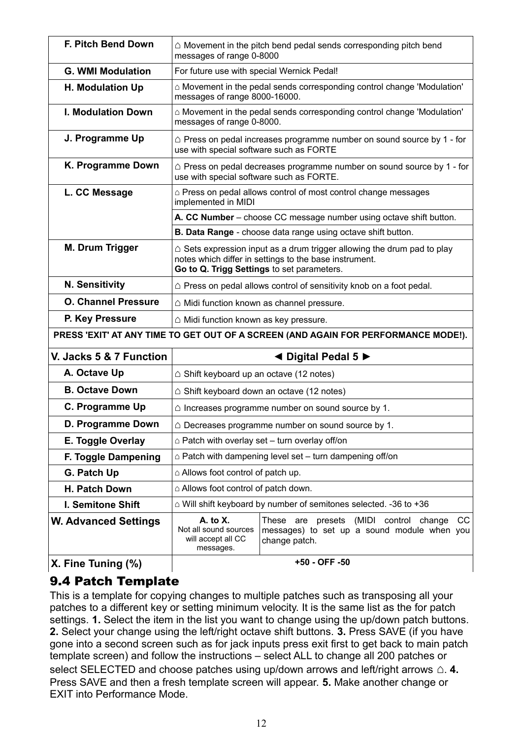| | |
|---|---|
| **F. Pitch Bend Down** | ⌂ Movement in the pitch bend pedal sends corresponding pitch bend messages of range 0-8000 |
| **G. WMI Modulation** | For future use with special Wernick Pedal! |
| **H. Modulation Up** | ⌂ Movement in the pedal sends corresponding control change 'Modulation' messages of range 8000-16000. |
| **I. Modulation Down** | ⌂ Movement in the pedal sends corresponding control change 'Modulation' messages of range 0-8000. |
| **J. Programme Up** | ⌂ Press on pedal increases programme number on sound source by 1 - for use with special software such as FORTE |
| **K. Programme Down** | ⌂ Press on pedal decreases programme number on sound source by 1 - for use with special software such as FORTE. |
| **L. CC Message** | ⌂ Press on pedal allows control of most control change messages implemented in MIDI |
| | **A. CC Number** – choose CC message number using octave shift button. |
| | **B. Data Range** - choose data range using octave shift button. |
| **M. Drum Trigger** | ⌂ Sets expression input as a drum trigger allowing the drum pad to play notes which differ in settings to the base instrument. **Go to Q. Trigg Settings** to set parameters. |
| **N. Sensitivity** | ⌂ Press on pedal allows control of sensitivity knob on a foot pedal. |
| **O. Channel Pressure** | ⌂ Midi function known as channel pressure. |
| **P. Key Pressure** | ⌂ Midi function known as key pressure. |
| **PRESS 'EXIT' AT ANY TIME TO GET OUT OF A SCREEN (AND AGAIN FOR PERFORMANCE MODE!).** | |
| **V. Jacks 5 & 7 Function** | **◄ Digital Pedal 5 ►** |
| **A. Octave Up** | ⌂ Shift keyboard up an octave (12 notes) |
| **B. Octave Down** | ⌂ Shift keyboard down an octave (12 notes) |
| **C. Programme Up** | ⌂ Increases programme number on sound source by 1. |
| **D. Programme Down** | ⌂ Decreases programme number on sound source by 1. |
| **E. Toggle Overlay** | ⌂ Patch with overlay set – turn overlay off/on |
| **F. Toggle Dampening** | ⌂ Patch with dampening level set – turn dampening off/on |
| **G. Patch Up** | ⌂ Allows foot control of patch up. |
| **H. Patch Down** | ⌂ Allows foot control of patch down. |
| **I. Semitone Shift** | ⌂ Will shift keyboard by number of semitones selected. -36 to +36 |
| **W. Advanced Settings** | **A. to X.** Not all sound sources will accept all CC messages. — These are presets (MIDI control change CC messages) to set up a sound module when you change patch. |
| **X. Fine Tuning (%)** | **+50 - OFF -50** |

## 9.4 Patch Template

This is a template for copying changes to multiple patches such as transposing all your patches to a different key or setting minimum velocity. It is the same list as the for patch settings. **1.** Select the item in the list you want to change using the up/down patch buttons. **2.** Select your change using the left/right octave shift buttons. **3.** Press SAVE (if you have gone into a second screen such as for jack inputs press exit first to get back to main patch template screen) and follow the instructions – select ALL to change all 200 patches or select SELECTED and choose patches using up/down arrows and left/right arrows ⌂. **4.** Press SAVE and then a fresh template screen will appear. **5.** Make another change or EXIT into Performance Mode.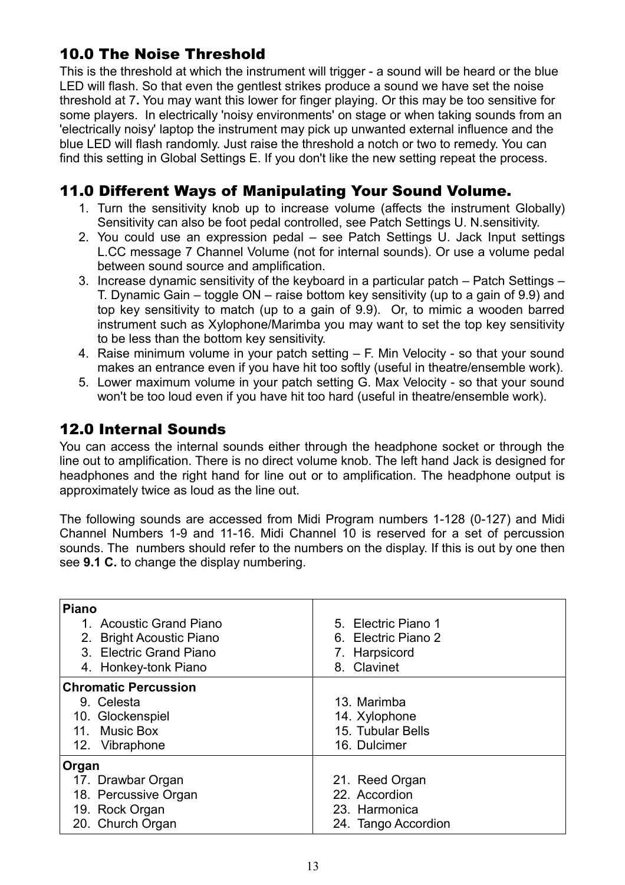## 10.0 The Noise Threshold

This is the threshold at which the instrument will trigger - a sound will be heard or the blue LED will flash. So that even the gentlest strikes produce a sound we have set the noise threshold at 7**.** You may want this lower for finger playing. Or this may be too sensitive for some players. In electrically 'noisy environments' on stage or when taking sounds from an 'electrically noisy' laptop the instrument may pick up unwanted external influence and the blue LED will flash randomly. Just raise the threshold a notch or two to remedy. You can find this setting in Global Settings E. If you don't like the new setting repeat the process.

## 11.0 Different Ways of Manipulating Your Sound Volume.

1. Turn the sensitivity knob up to increase volume (affects the instrument Globally) Sensitivity can also be foot pedal controlled, see Patch Settings U. N.sensitivity.
2. You could use an expression pedal – see Patch Settings U. Jack Input settings L.CC message 7 Channel Volume (not for internal sounds). Or use a volume pedal between sound source and amplification.
3. Increase dynamic sensitivity of the keyboard in a particular patch – Patch Settings – T. Dynamic Gain – toggle ON – raise bottom key sensitivity (up to a gain of 9.9) and top key sensitivity to match (up to a gain of 9.9). Or, to mimic a wooden barred instrument such as Xylophone/Marimba you may want to set the top key sensitivity to be less than the bottom key sensitivity.
4. Raise minimum volume in your patch setting – F. Min Velocity - so that your sound makes an entrance even if you have hit too softly (useful in theatre/ensemble work).
5. Lower maximum volume in your patch setting G. Max Velocity - so that your sound won't be too loud even if you have hit too hard (useful in theatre/ensemble work).

## 12.0 Internal Sounds

You can access the internal sounds either through the headphone socket or through the line out to amplification. There is no direct volume knob. The left hand Jack is designed for headphones and the right hand for line out or to amplification. The headphone output is approximately twice as loud as the line out.

The following sounds are accessed from Midi Program numbers 1-128 (0-127) and Midi Channel Numbers 1-9 and 11-16. Midi Channel 10 is reserved for a set of percussion sounds. The numbers should refer to the numbers on the display. If this is out by one then see **9.1 C.** to change the display numbering.

| **Piano** | |
|---|---|
| 1. Acoustic Grand Piano | 5. Electric Piano 1 |
| 2. Bright Acoustic Piano | 6. Electric Piano 2 |
| 3. Electric Grand Piano | 7. Harpsicord |
| 4. Honkey-tonk Piano | 8. Clavinet |
| **Chromatic Percussion** | |
| 9. Celesta | 13. Marimba |
| 10. Glockenspiel | 14. Xylophone |
| 11. Music Box | 15. Tubular Bells |
| 12. Vibraphone | 16. Dulcimer |
| **Organ** | |
| 17. Drawbar Organ | 21. Reed Organ |
| 18. Percussive Organ | 22. Accordion |
| 19. Rock Organ | 23. Harmonica |
| 20. Church Organ | 24. Tango Accordion |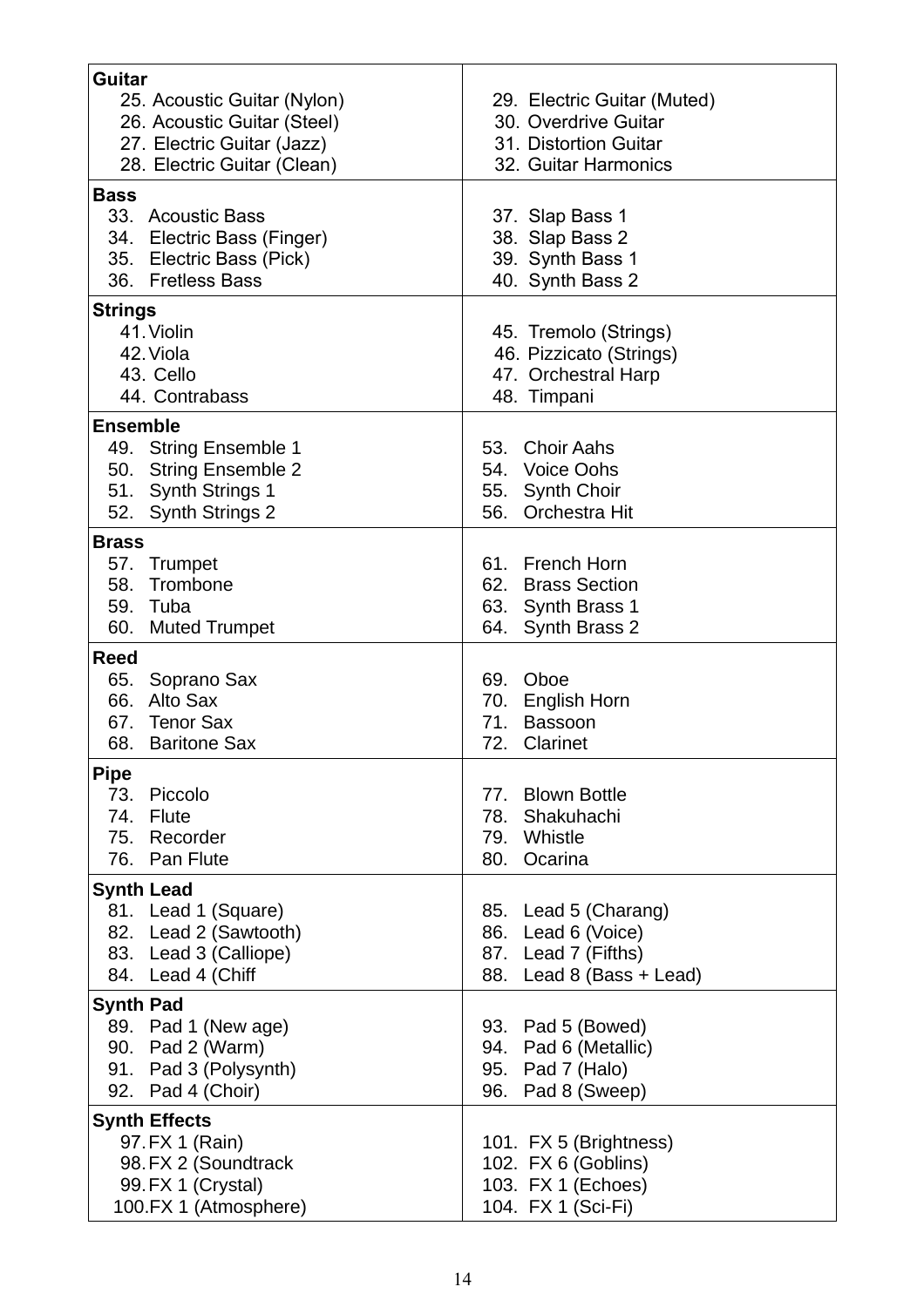| **Guitar** | |
|---|---|
| 25. Acoustic Guitar (Nylon)<br>26. Acoustic Guitar (Steel)<br>27. Electric Guitar (Jazz)<br>28. Electric Guitar (Clean) | 29. Electric Guitar (Muted)<br>30. Overdrive Guitar<br>31. Distortion Guitar<br>32. Guitar Harmonics |
| **Bass**<br>33. Acoustic Bass<br>34. Electric Bass (Finger)<br>35. Electric Bass (Pick)<br>36. Fretless Bass | 37. Slap Bass 1<br>38. Slap Bass 2<br>39. Synth Bass 1<br>40. Synth Bass 2 |
| **Strings**<br>41. Violin<br>42. Viola<br>43. Cello<br>44. Contrabass | 45. Tremolo (Strings)<br>46. Pizzicato (Strings)<br>47. Orchestral Harp<br>48. Timpani |
| **Ensemble**<br>49. String Ensemble 1<br>50. String Ensemble 2<br>51. Synth Strings 1<br>52. Synth Strings 2 | 53. Choir Aahs<br>54. Voice Oohs<br>55. Synth Choir<br>56. Orchestra Hit |
| **Brass**<br>57. Trumpet<br>58. Trombone<br>59. Tuba<br>60. Muted Trumpet | 61. French Horn<br>62. Brass Section<br>63. Synth Brass 1<br>64. Synth Brass 2 |
| **Reed**<br>65. Soprano Sax<br>66. Alto Sax<br>67. Tenor Sax<br>68. Baritone Sax | 69. Oboe<br>70. English Horn<br>71. Bassoon<br>72. Clarinet |
| **Pipe**<br>73. Piccolo<br>74. Flute<br>75. Recorder<br>76. Pan Flute | 77. Blown Bottle<br>78. Shakuhachi<br>79. Whistle<br>80. Ocarina |
| **Synth Lead**<br>81. Lead 1 (Square)<br>82. Lead 2 (Sawtooth)<br>83. Lead 3 (Calliope)<br>84. Lead 4 (Chiff | 85. Lead 5 (Charang)<br>86. Lead 6 (Voice)<br>87. Lead 7 (Fifths)<br>88. Lead 8 (Bass + Lead) |
| **Synth Pad**<br>89. Pad 1 (New age)<br>90. Pad 2 (Warm)<br>91. Pad 3 (Polysynth)<br>92. Pad 4 (Choir) | 93. Pad 5 (Bowed)<br>94. Pad 6 (Metallic)<br>95. Pad 7 (Halo)<br>96. Pad 8 (Sweep) |
| **Synth Effects**<br>97. FX 1 (Rain)<br>98. FX 2 (Soundtrack<br>99. FX 1 (Crystal)<br>100. FX 1 (Atmosphere) | 101. FX 5 (Brightness)<br>102. FX 6 (Goblins)<br>103. FX 1 (Echoes)<br>104. FX 1 (Sci-Fi) |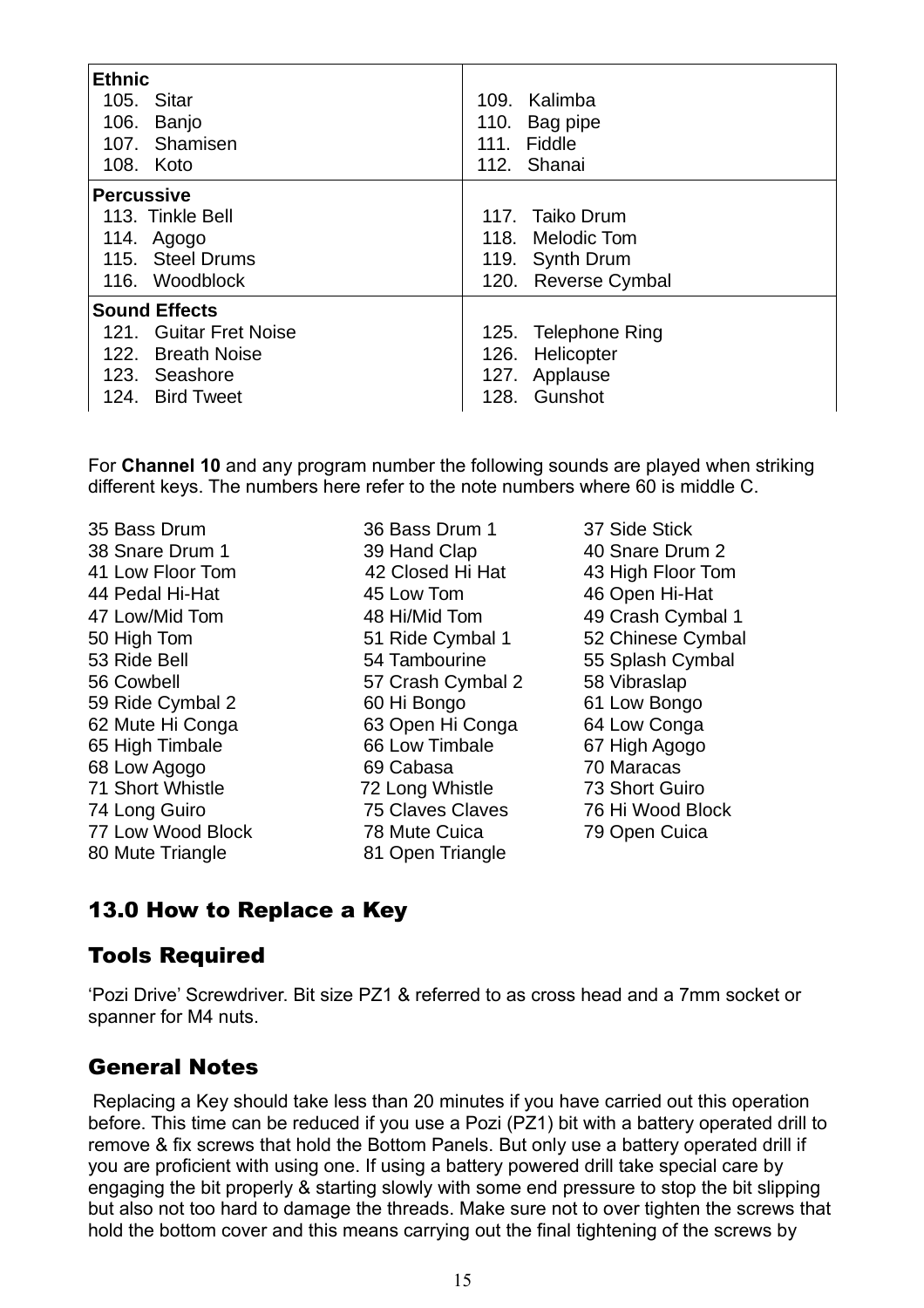| **Ethnic** | |
|---|---|
| 105. Sitar | 109. Kalimba |
| 106. Banjo | 110. Bag pipe |
| 107. Shamisen | 111. Fiddle |
| 108. Koto | 112. Shanai |
| **Percussive** | |
| 113. Tinkle Bell | 117. Taiko Drum |
| 114. Agogo | 118. Melodic Tom |
| 115. Steel Drums | 119. Synth Drum |
| 116. Woodblock | 120. Reverse Cymbal |
| **Sound Effects** | |
| 121. Guitar Fret Noise | 125. Telephone Ring |
| 122. Breath Noise | 126. Helicopter |
| 123. Seashore | 127. Applause |
| 124. Bird Tweet | 128. Gunshot |

For **Channel 10** and any program number the following sounds are played when striking different keys. The numbers here refer to the note numbers where 60 is middle C.

| | | |
|---|---|---|
| 35 Bass Drum | 36 Bass Drum 1 | 37 Side Stick |
| 38 Snare Drum 1 | 39 Hand Clap | 40 Snare Drum 2 |
| 41 Low Floor Tom | 42 Closed Hi Hat | 43 High Floor Tom |
| 44 Pedal Hi-Hat | 45 Low Tom | 46 Open Hi-Hat |
| 47 Low/Mid Tom | 48 Hi/Mid Tom | 49 Crash Cymbal 1 |
| 50 High Tom | 51 Ride Cymbal 1 | 52 Chinese Cymbal |
| 53 Ride Bell | 54 Tambourine | 55 Splash Cymbal |
| 56 Cowbell | 57 Crash Cymbal 2 | 58 Vibraslap |
| 59 Ride Cymbal 2 | 60 Hi Bongo | 61 Low Bongo |
| 62 Mute Hi Conga | 63 Open Hi Conga | 64 Low Conga |
| 65 High Timbale | 66 Low Timbale | 67 High Agogo |
| 68 Low Agogo | 69 Cabasa | 70 Maracas |
| 71 Short Whistle | 72 Long Whistle | 73 Short Guiro |
| 74 Long Guiro | 75 Claves Claves | 76 Hi Wood Block |
| 77 Low Wood Block | 78 Mute Cuica | 79 Open Cuica |
| 80 Mute Triangle | 81 Open Triangle | |

## 13.0 How to Replace a Key

### Tools Required

'Pozi Drive' Screwdriver. Bit size PZ1 & referred to as cross head and a 7mm socket or spanner for M4 nuts.

### General Notes

Replacing a Key should take less than 20 minutes if you have carried out this operation before. This time can be reduced if you use a Pozi (PZ1) bit with a battery operated drill to remove & fix screws that hold the Bottom Panels. But only use a battery operated drill if you are proficient with using one. If using a battery powered drill take special care by engaging the bit properly & starting slowly with some end pressure to stop the bit slipping but also not too hard to damage the threads. Make sure not to over tighten the screws that hold the bottom cover and this means carrying out the final tightening of the screws by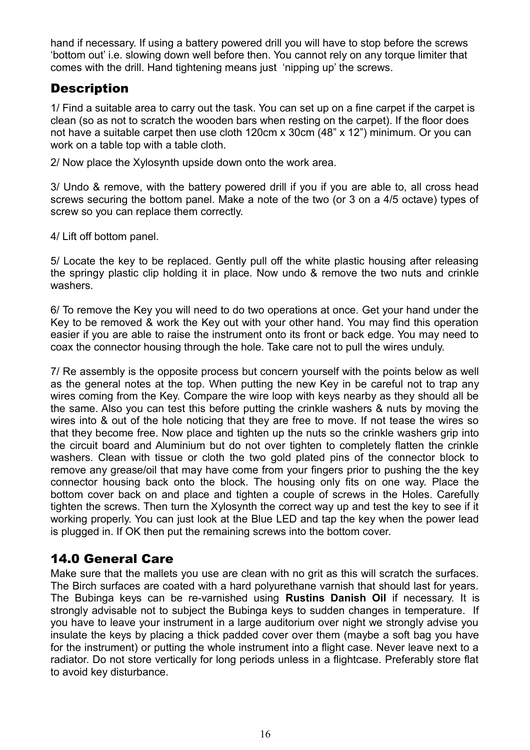hand if necessary. If using a battery powered drill you will have to stop before the screws 'bottom out' i.e. slowing down well before then. You cannot rely on any torque limiter that comes with the drill. Hand tightening means just 'nipping up' the screws.

## Description

1/ Find a suitable area to carry out the task. You can set up on a fine carpet if the carpet is clean (so as not to scratch the wooden bars when resting on the carpet). If the floor does not have a suitable carpet then use cloth 120cm x 30cm (48" x 12") minimum. Or you can work on a table top with a table cloth.

2/ Now place the Xylosynth upside down onto the work area.

3/ Undo & remove, with the battery powered drill if you if you are able to, all cross head screws securing the bottom panel. Make a note of the two (or 3 on a 4/5 octave) types of screw so you can replace them correctly.

4/ Lift off bottom panel.

5/ Locate the key to be replaced. Gently pull off the white plastic housing after releasing the springy plastic clip holding it in place. Now undo & remove the two nuts and crinkle washers.

6/ To remove the Key you will need to do two operations at once. Get your hand under the Key to be removed & work the Key out with your other hand. You may find this operation easier if you are able to raise the instrument onto its front or back edge. You may need to coax the connector housing through the hole. Take care not to pull the wires unduly.

7/ Re assembly is the opposite process but concern yourself with the points below as well as the general notes at the top. When putting the new Key in be careful not to trap any wires coming from the Key. Compare the wire loop with keys nearby as they should all be the same. Also you can test this before putting the crinkle washers & nuts by moving the wires into & out of the hole noticing that they are free to move. If not tease the wires so that they become free. Now place and tighten up the nuts so the crinkle washers grip into the circuit board and Aluminium but do not over tighten to completely flatten the crinkle washers. Clean with tissue or cloth the two gold plated pins of the connector block to remove any grease/oil that may have come from your fingers prior to pushing the the key connector housing back onto the block. The housing only fits on one way. Place the bottom cover back on and place and tighten a couple of screws in the Holes. Carefully tighten the screws. Then turn the Xylosynth the correct way up and test the key to see if it working properly. You can just look at the Blue LED and tap the key when the power lead is plugged in. If OK then put the remaining screws into the bottom cover.

## 14.0 General Care

Make sure that the mallets you use are clean with no grit as this will scratch the surfaces. The Birch surfaces are coated with a hard polyurethane varnish that should last for years. The Bubinga keys can be re-varnished using **Rustins Danish Oil** if necessary. It is strongly advisable not to subject the Bubinga keys to sudden changes in temperature. If you have to leave your instrument in a large auditorium over night we strongly advise you insulate the keys by placing a thick padded cover over them (maybe a soft bag you have for the instrument) or putting the whole instrument into a flight case. Never leave next to a radiator. Do not store vertically for long periods unless in a flightcase. Preferably store flat to avoid key disturbance.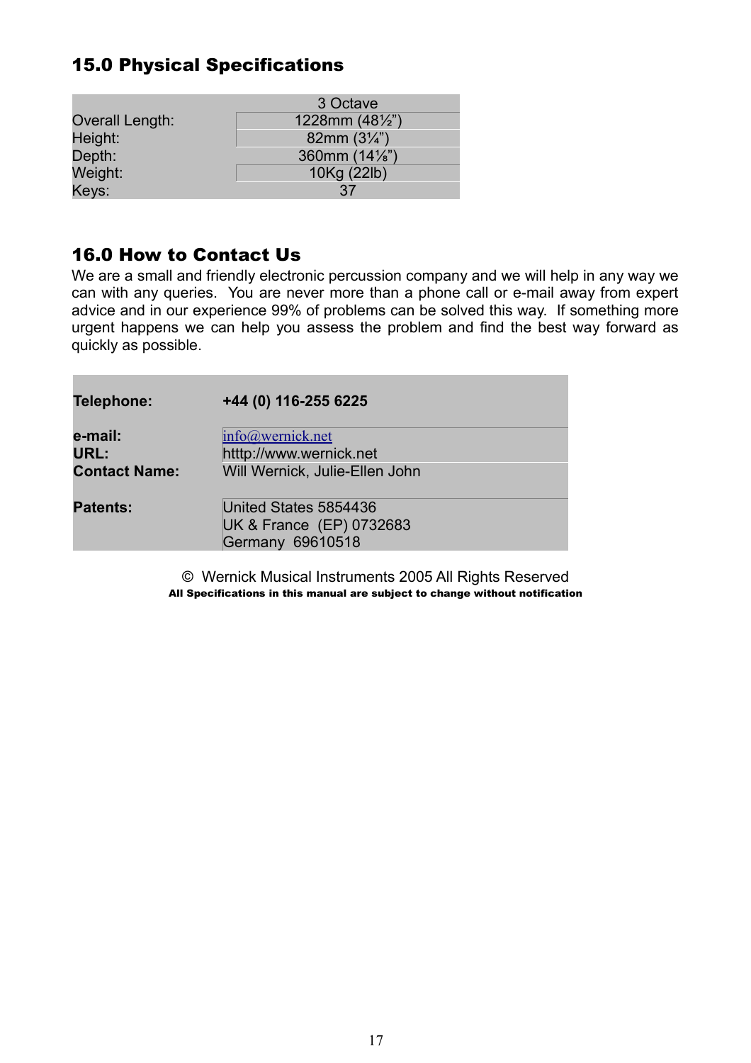## 15.0 Physical Specifications

| | 3 Octave |
|---|---|
| Overall Length: | 1228mm (48½") |
| Height: | 82mm (3¼") |
| Depth: | 360mm (14⅛") |
| Weight: | 10Kg (22lb) |
| Keys: | 37 |

## 16.0 How to Contact Us

We are a small and friendly electronic percussion company and we will help in any way we can with any queries. You are never more than a phone call or e-mail away from expert advice and in our experience 99% of problems can be solved this way. If something more urgent happens we can help you assess the problem and find the best way forward as quickly as possible.

| | |
|---|---|
| **Telephone:** | **+44 (0) 116-255 6225** |
| **e-mail:** | info@wernick.net |
| **URL:** | htttp://www.wernick.net |
| **Contact Name:** | Will Wernick, Julie-Ellen John |
| **Patents:** | United States 5854436<br>UK & France (EP) 0732683<br>Germany 69610518 |

© Wernick Musical Instruments 2005 All Rights Reserved

**All Specifications in this manual are subject to change without notification**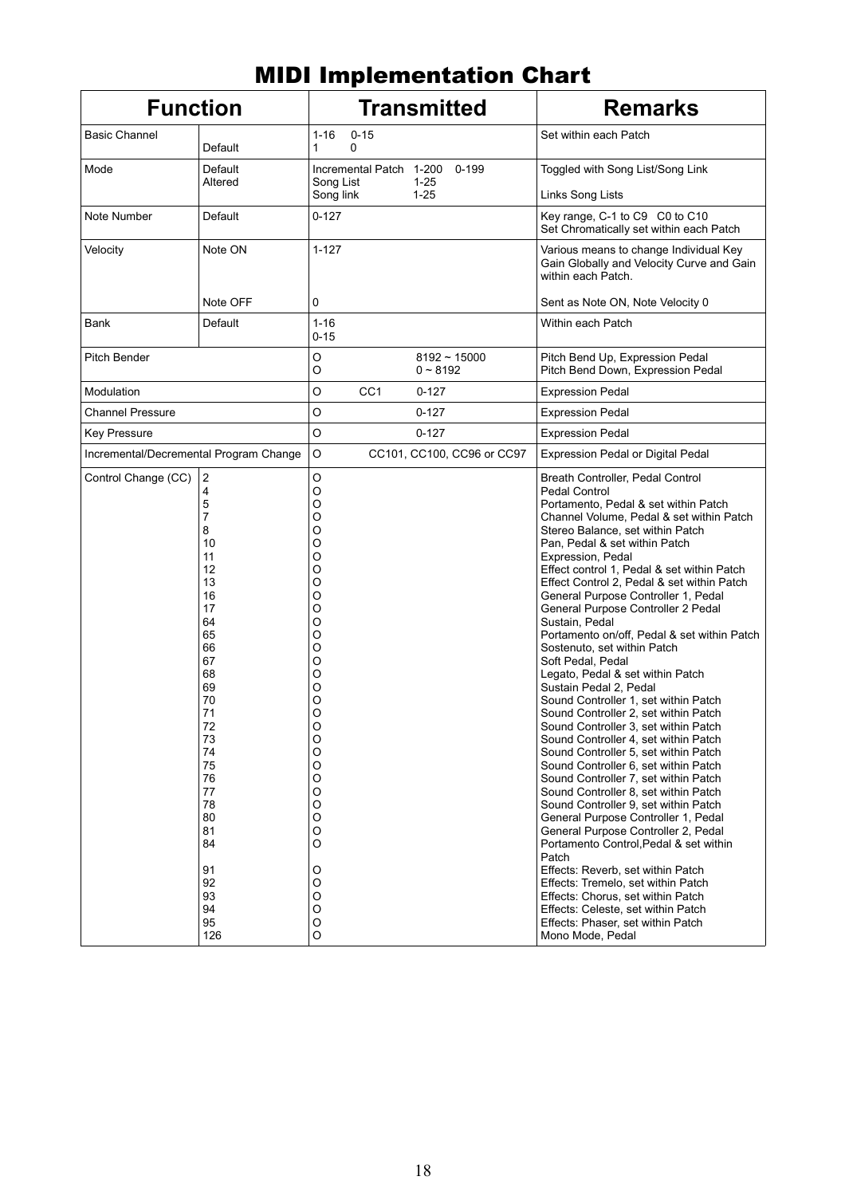# MIDI Implementation Chart

| Function | | Transmitted | Remarks |
|---|---|---|---|
| Basic Channel | Default | 1-16 0-15<br>1 0 | Set within each Patch |
| Mode | Default<br>Altered | Incremental Patch 1-200 0-199<br>Song List 1-25<br>Song link 1-25 | Toggled with Song List/Song Link<br>Links Song Lists |
| Note Number | Default | 0-127 | Key range, C-1 to C9 C0 to C10<br>Set Chromatically set within each Patch |
| Velocity | Note ON | 1-127 | Various means to change Individual Key Gain Globally and Velocity Curve and Gain within each Patch. |
| | Note OFF | 0 | Sent as Note ON, Note Velocity 0 |
| Bank | Default | 1-16<br>0-15 | Within each Patch |
| Pitch Bender | | O 8192 ~ 15000<br>O 0 ~ 8192 | Pitch Bend Up, Expression Pedal<br>Pitch Bend Down, Expression Pedal |
| Modulation | | O CC1 0-127 | Expression Pedal |
| Channel Pressure | | O 0-127 | Expression Pedal |
| Key Pressure | | O 0-127 | Expression Pedal |
| Incremental/Decremental Program Change | | O CC101, CC100, CC96 or CC97 | Expression Pedal or Digital Pedal |
| Control Change (CC) | 2 | O | Breath Controller, Pedal Control |
| | 4 | O | Pedal Control |
| | 5 | O | Portamento, Pedal & set within Patch |
| | 7 | O | Channel Volume, Pedal & set within Patch |
| | 8 | O | Stereo Balance, set within Patch |
| | 10 | O | Pan, Pedal & set within Patch |
| | 11 | O | Expression, Pedal |
| | 12 | O | Effect control 1, Pedal & set within Patch |
| | 13 | O | Effect Control 2, Pedal & set within Patch |
| | 16 | O | General Purpose Controller 1, Pedal |
| | 17 | O | General Purpose Controller 2 Pedal |
| | 64 | O | Sustain, Pedal |
| | 65 | O | Portamento on/off, Pedal & set within Patch |
| | 66 | O | Sostenuto, set within Patch |
| | 67 | O | Soft Pedal, Pedal |
| | 68 | O | Legato, Pedal & set within Patch |
| | 69 | O | Sustain Pedal 2, Pedal |
| | 70 | O | Sound Controller 1, set within Patch |
| | 71 | O | Sound Controller 2, set within Patch |
| | 72 | O | Sound Controller 3, set within Patch |
| | 73 | O | Sound Controller 4, set within Patch |
| | 74 | O | Sound Controller 5, set within Patch |
| | 75 | O | Sound Controller 6, set within Patch |
| | 76 | O | Sound Controller 7, set within Patch |
| | 77 | O | Sound Controller 8, set within Patch |
| | 78 | O | Sound Controller 9, set within Patch |
| | 80 | O | General Purpose Controller 1, Pedal |
| | 81 | O | General Purpose Controller 2, Pedal |
| | 84 | O | Portamento Control,Pedal & set within Patch |
| | 91 | O | Effects: Reverb, set within Patch |
| | 92 | O | Effects: Tremelo, set within Patch |
| | 93 | O | Effects: Chorus, set within Patch |
| | 94 | O | Effects: Celeste, set within Patch |
| | 95 | O | Effects: Phaser, set within Patch |
| | 126 | O | Mono Mode, Pedal |